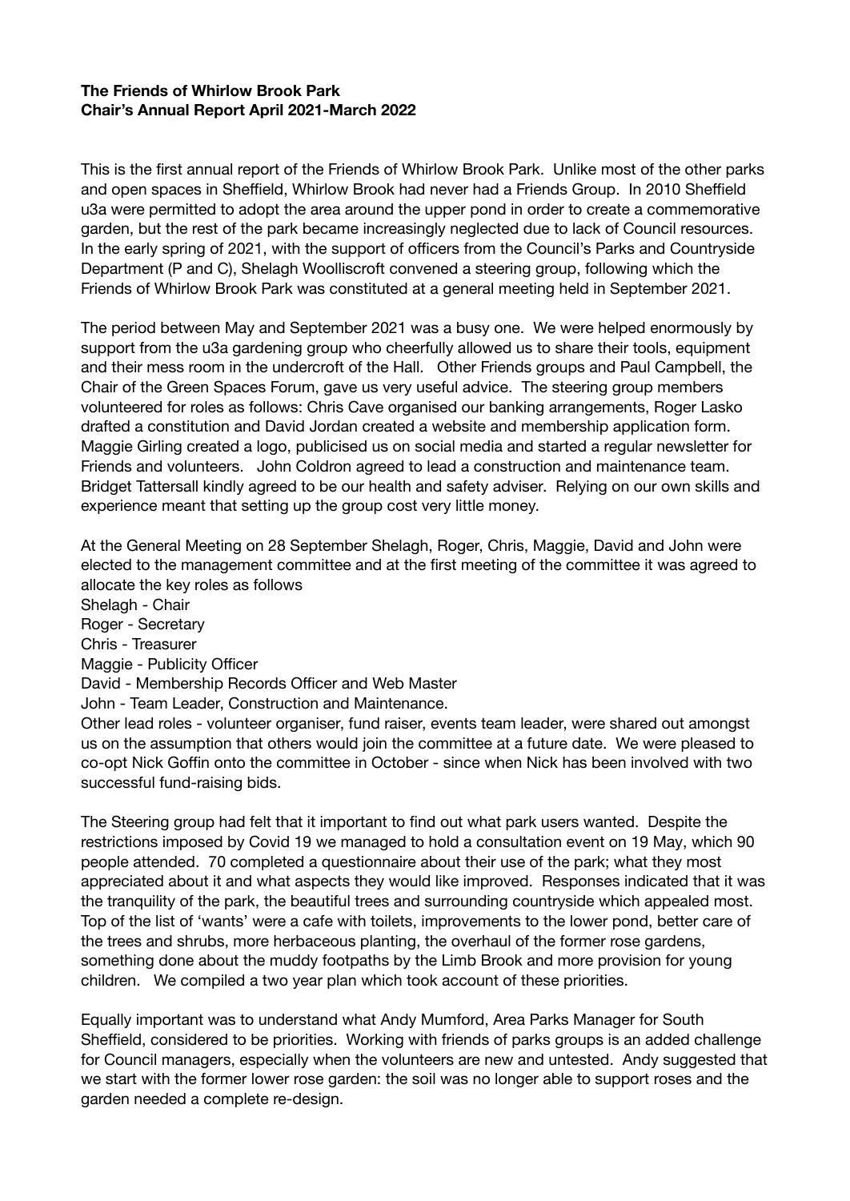**The Friends of Whirlow Brook Park**
**Chair's Annual Report April 2021-March 2022**

This is the first annual report of the Friends of Whirlow Brook Park. Unlike most of the other parks and open spaces in Sheffield, Whirlow Brook had never had a Friends Group. In 2010 Sheffield u3a were permitted to adopt the area around the upper pond in order to create a commemorative garden, but the rest of the park became increasingly neglected due to lack of Council resources. In the early spring of 2021, with the support of officers from the Council's Parks and Countryside Department (P and C), Shelagh Woolliscroft convened a steering group, following which the Friends of Whirlow Brook Park was constituted at a general meeting held in September 2021.

The period between May and September 2021 was a busy one. We were helped enormously by support from the u3a gardening group who cheerfully allowed us to share their tools, equipment and their mess room in the undercroft of the Hall. Other Friends groups and Paul Campbell, the Chair of the Green Spaces Forum, gave us very useful advice. The steering group members volunteered for roles as follows: Chris Cave organised our banking arrangements, Roger Lasko drafted a constitution and David Jordan created a website and membership application form. Maggie Girling created a logo, publicised us on social media and started a regular newsletter for Friends and volunteers. John Coldron agreed to lead a construction and maintenance team. Bridget Tattersall kindly agreed to be our health and safety adviser. Relying on our own skills and experience meant that setting up the group cost very little money.

At the General Meeting on 28 September Shelagh, Roger, Chris, Maggie, David and John were elected to the management committee and at the first meeting of the committee it was agreed to allocate the key roles as follows

Shelagh - Chair
Roger - Secretary
Chris - Treasurer
Maggie - Publicity Officer
David - Membership Records Officer and Web Master
John - Team Leader, Construction and Maintenance.

Other lead roles - volunteer organiser, fund raiser, events team leader, were shared out amongst us on the assumption that others would join the committee at a future date. We were pleased to co-opt Nick Goffin onto the committee in October - since when Nick has been involved with two successful fund-raising bids.

The Steering group had felt that it important to find out what park users wanted. Despite the restrictions imposed by Covid 19 we managed to hold a consultation event on 19 May, which 90 people attended. 70 completed a questionnaire about their use of the park; what they most appreciated about it and what aspects they would like improved. Responses indicated that it was the tranquility of the park, the beautiful trees and surrounding countryside which appealed most. Top of the list of 'wants' were a cafe with toilets, improvements to the lower pond, better care of the trees and shrubs, more herbaceous planting, the overhaul of the former rose gardens, something done about the muddy footpaths by the Limb Brook and more provision for young children. We compiled a two year plan which took account of these priorities.

Equally important was to understand what Andy Mumford, Area Parks Manager for South Sheffield, considered to be priorities. Working with friends of parks groups is an added challenge for Council managers, especially when the volunteers are new and untested. Andy suggested that we start with the former lower rose garden: the soil was no longer able to support roses and the garden needed a complete re-design.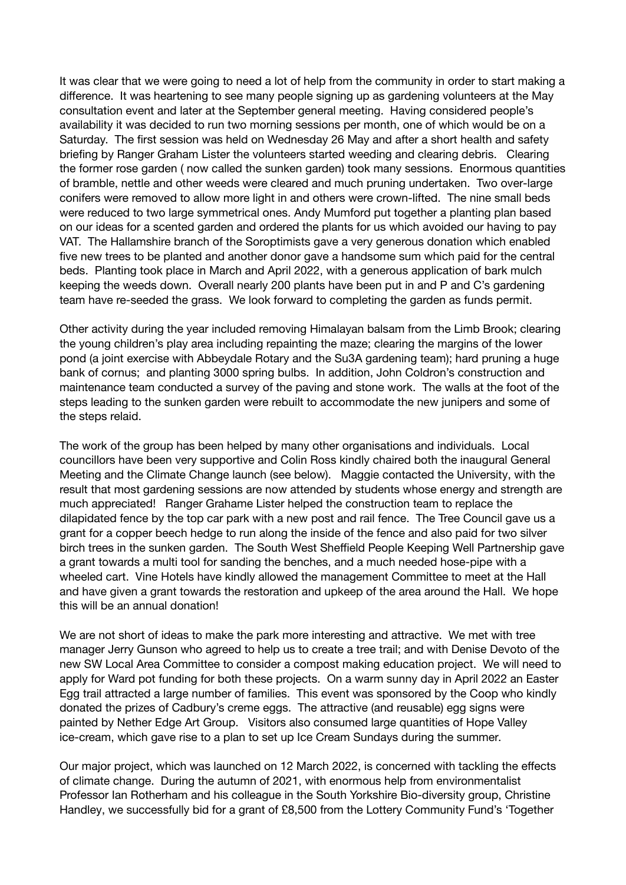It was clear that we were going to need a lot of help from the community in order to start making a difference. It was heartening to see many people signing up as gardening volunteers at the May consultation event and later at the September general meeting. Having considered people's availability it was decided to run two morning sessions per month, one of which would be on a Saturday. The first session was held on Wednesday 26 May and after a short health and safety briefing by Ranger Graham Lister the volunteers started weeding and clearing debris. Clearing the former rose garden ( now called the sunken garden) took many sessions. Enormous quantities of bramble, nettle and other weeds were cleared and much pruning undertaken. Two over-large conifers were removed to allow more light in and others were crown-lifted. The nine small beds were reduced to two large symmetrical ones. Andy Mumford put together a planting plan based on our ideas for a scented garden and ordered the plants for us which avoided our having to pay VAT. The Hallamshire branch of the Soroptimists gave a very generous donation which enabled five new trees to be planted and another donor gave a handsome sum which paid for the central beds. Planting took place in March and April 2022, with a generous application of bark mulch keeping the weeds down. Overall nearly 200 plants have been put in and P and C's gardening team have re-seeded the grass. We look forward to completing the garden as funds permit.

Other activity during the year included removing Himalayan balsam from the Limb Brook; clearing the young children's play area including repainting the maze; clearing the margins of the lower pond (a joint exercise with Abbeydale Rotary and the Su3A gardening team); hard pruning a huge bank of cornus; and planting 3000 spring bulbs. In addition, John Coldron's construction and maintenance team conducted a survey of the paving and stone work. The walls at the foot of the steps leading to the sunken garden were rebuilt to accommodate the new junipers and some of the steps relaid.

The work of the group has been helped by many other organisations and individuals. Local councillors have been very supportive and Colin Ross kindly chaired both the inaugural General Meeting and the Climate Change launch (see below). Maggie contacted the University, with the result that most gardening sessions are now attended by students whose energy and strength are much appreciated! Ranger Grahame Lister helped the construction team to replace the dilapidated fence by the top car park with a new post and rail fence. The Tree Council gave us a grant for a copper beech hedge to run along the inside of the fence and also paid for two silver birch trees in the sunken garden. The South West Sheffield People Keeping Well Partnership gave a grant towards a multi tool for sanding the benches, and a much needed hose-pipe with a wheeled cart. Vine Hotels have kindly allowed the management Committee to meet at the Hall and have given a grant towards the restoration and upkeep of the area around the Hall. We hope this will be an annual donation!

We are not short of ideas to make the park more interesting and attractive. We met with tree manager Jerry Gunson who agreed to help us to create a tree trail; and with Denise Devoto of the new SW Local Area Committee to consider a compost making education project. We will need to apply for Ward pot funding for both these projects. On a warm sunny day in April 2022 an Easter Egg trail attracted a large number of families. This event was sponsored by the Coop who kindly donated the prizes of Cadbury's creme eggs. The attractive (and reusable) egg signs were painted by Nether Edge Art Group. Visitors also consumed large quantities of Hope Valley ice-cream, which gave rise to a plan to set up Ice Cream Sundays during the summer.

Our major project, which was launched on 12 March 2022, is concerned with tackling the effects of climate change. During the autumn of 2021, with enormous help from environmentalist Professor Ian Rotherham and his colleague in the South Yorkshire Bio-diversity group, Christine Handley, we successfully bid for a grant of £8,500 from the Lottery Community Fund's 'Together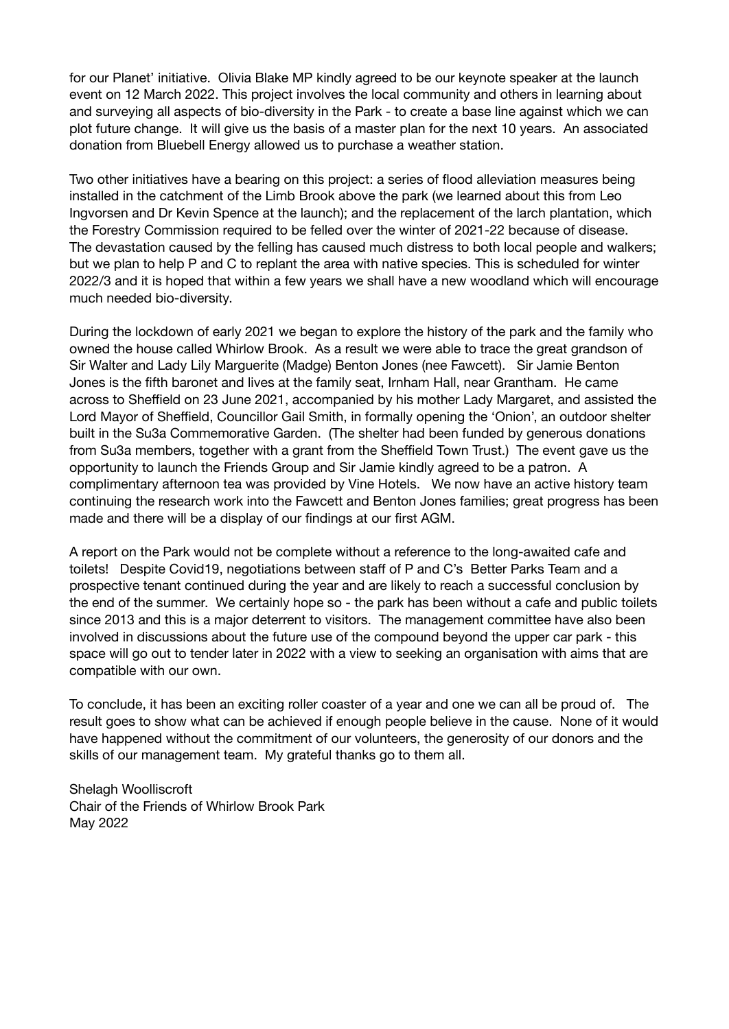for our Planet' initiative. Olivia Blake MP kindly agreed to be our keynote speaker at the launch event on 12 March 2022. This project involves the local community and others in learning about and surveying all aspects of bio-diversity in the Park - to create a base line against which we can plot future change. It will give us the basis of a master plan for the next 10 years. An associated donation from Bluebell Energy allowed us to purchase a weather station.

Two other initiatives have a bearing on this project: a series of flood alleviation measures being installed in the catchment of the Limb Brook above the park (we learned about this from Leo Ingvorsen and Dr Kevin Spence at the launch); and the replacement of the larch plantation, which the Forestry Commission required to be felled over the winter of 2021-22 because of disease. The devastation caused by the felling has caused much distress to both local people and walkers; but we plan to help P and C to replant the area with native species. This is scheduled for winter 2022/3 and it is hoped that within a few years we shall have a new woodland which will encourage much needed bio-diversity.

During the lockdown of early 2021 we began to explore the history of the park and the family who owned the house called Whirlow Brook. As a result we were able to trace the great grandson of Sir Walter and Lady Lily Marguerite (Madge) Benton Jones (nee Fawcett). Sir Jamie Benton Jones is the fifth baronet and lives at the family seat, Irnham Hall, near Grantham. He came across to Sheffield on 23 June 2021, accompanied by his mother Lady Margaret, and assisted the Lord Mayor of Sheffield, Councillor Gail Smith, in formally opening the 'Onion', an outdoor shelter built in the Su3a Commemorative Garden. (The shelter had been funded by generous donations from Su3a members, together with a grant from the Sheffield Town Trust.) The event gave us the opportunity to launch the Friends Group and Sir Jamie kindly agreed to be a patron. A complimentary afternoon tea was provided by Vine Hotels. We now have an active history team continuing the research work into the Fawcett and Benton Jones families; great progress has been made and there will be a display of our findings at our first AGM.

A report on the Park would not be complete without a reference to the long-awaited cafe and toilets! Despite Covid19, negotiations between staff of P and C's Better Parks Team and a prospective tenant continued during the year and are likely to reach a successful conclusion by the end of the summer. We certainly hope so - the park has been without a cafe and public toilets since 2013 and this is a major deterrent to visitors. The management committee have also been involved in discussions about the future use of the compound beyond the upper car park - this space will go out to tender later in 2022 with a view to seeking an organisation with aims that are compatible with our own.

To conclude, it has been an exciting roller coaster of a year and one we can all be proud of. The result goes to show what can be achieved if enough people believe in the cause. None of it would have happened without the commitment of our volunteers, the generosity of our donors and the skills of our management team. My grateful thanks go to them all.

Shelagh Woolliscroft
Chair of the Friends of Whirlow Brook Park
May 2022